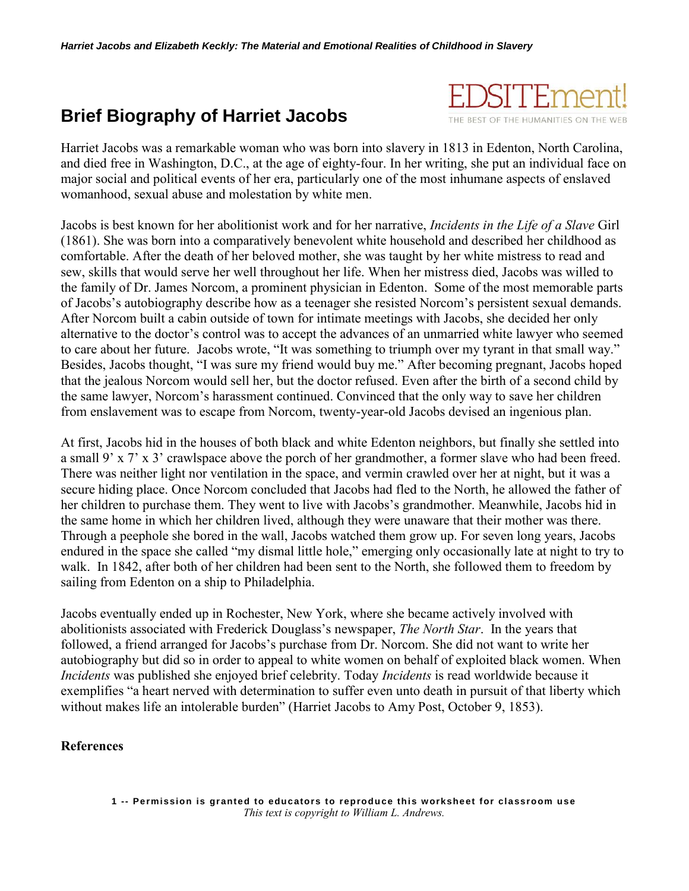# Brief Biography of Harriet Jacobs

Harriet Jacobs was a remarkable woman who was born into slavery in 1813 in Edenton, North Carolina, and died free in Washington, D.C., at the age of eighty-four. In her writing, she put an individual face on major social and political events of her era, particularly one of the most inhumane aspects of enslaved womanhood, sexual abuse and molestation by white men.

Jacobs is best known for her abolitionist work and for her narrative, *Incidents in the Life of a Slave* Girl (1861). She was born into a comparatively benevolent white household and described her childhood as comfortable. After the death of her beloved mother, she was taught by her white mistress to read and sew, skills that would serve her well throughout her life. When her mistress died, Jacobs was willed to the family of Dr. James Norcom, a prominent physician in Edenton. Some of the most memorable parts of Jacobs's autobiography describe how as a teenager she resisted Norcom's persistent sexual demands. After Norcom built a cabin outside of town for intimate meetings with Jacobs, she decided her only alternative to the doctor's control was to accept the advances of an unmarried white lawyer who seemed to care about her future. Jacobs wrote, "It was something to triumph over my tyrant in that small way." Besides, Jacobs thought, "I was sure my friend would buy me." After becoming pregnant, Jacobs hoped that the jealous Norcom would sell her, but the doctor refused. Even after the birth of a second child by the same lawyer, Norcom's harassment continued. Convinced that the only way to save her children from enslavement was to escape from Norcom, twenty-year-old Jacobs devised an ingenious plan.

At first, Jacobs hid in the houses of both black and white Edenton neighbors, but finally she settled into a small 9' x 7' x 3' crawlspace above the porch of her grandmother, a former slave who had been freed. There was neither light nor ventilation in the space, and vermin crawled over her at night, but it was a secure hiding place. Once Norcom concluded that Jacobs had fled to the North, he allowed the father of her children to purchase them. They went to live with Jacobs's grandmother. Meanwhile, Jacobs hid in the same home in which her children lived, although they were unaware that their mother was there. Through a peephole she bored in the wall, Jacobs watched them grow up. For seven long years, Jacobs endured in the space she called "my dismal little hole," emerging only occasionally late at night to try to walk. In 1842, after both of her children had been sent to the North, she followed them to freedom by sailing from Edenton on a ship to Philadelphia.

Jacobs eventually ended up in Rochester, New York, where she became actively involved with abolitionists associated with Frederick Douglass's newspaper, *The North Star*. In the years that followed, a friend arranged for Jacobs's purchase from Dr. Norcom. She did not want to write her autobiography but did so in order to appeal to white women on behalf of exploited black women. When *Incidents* was published she enjoyed brief celebrity. Today *Incidents* is read worldwide because it exemplifies "a heart nerved with determination to suffer even unto death in pursuit of that liberty which without makes life an intolerable burden" (Harriet Jacobs to Amy Post, October 9, 1853).

**References**

*This text is copyright to William L. Andrews.*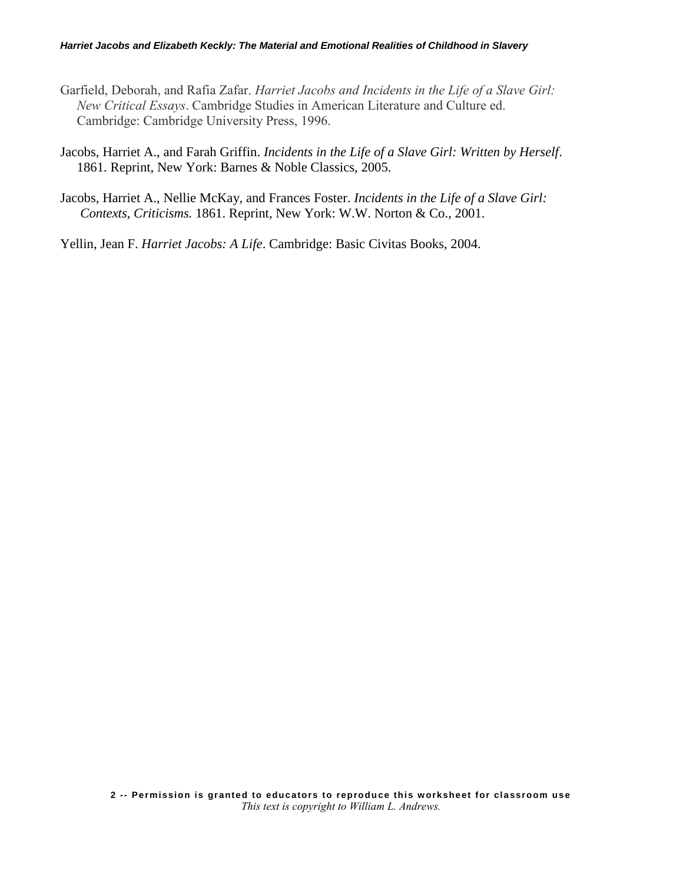Garfield, Deborah, and Rafia Zafar. *Harriet Jacobs and Incidents in the Life of a Slave Girl: New Critical Essays*. Cambridge Studies in American Literature and Culture ed. Cambridge: Cambridge University Press, 1996.

Jacobs, Harriet A., and Farah Griffin. *Incidents in the Life of a Slave Girl: Written by Herself*. 1861. Reprint, New York: Barnes & Noble Classics, 2005.

Jacobs, Harriet A., Nellie McKay, and Frances Foster. *Incidents in the Life of a Slave Girl: Contexts, Criticisms.* 1861. Reprint, New York: W.W. Norton & Co., 2001.

Yellin, Jean F. *Harriet Jacobs: A Life*. Cambridge: Basic Civitas Books, 2004.

**Permission is granted to educators to reproduce this worksheet for classroom use**
*This text is copyright to William L. Andrews.*